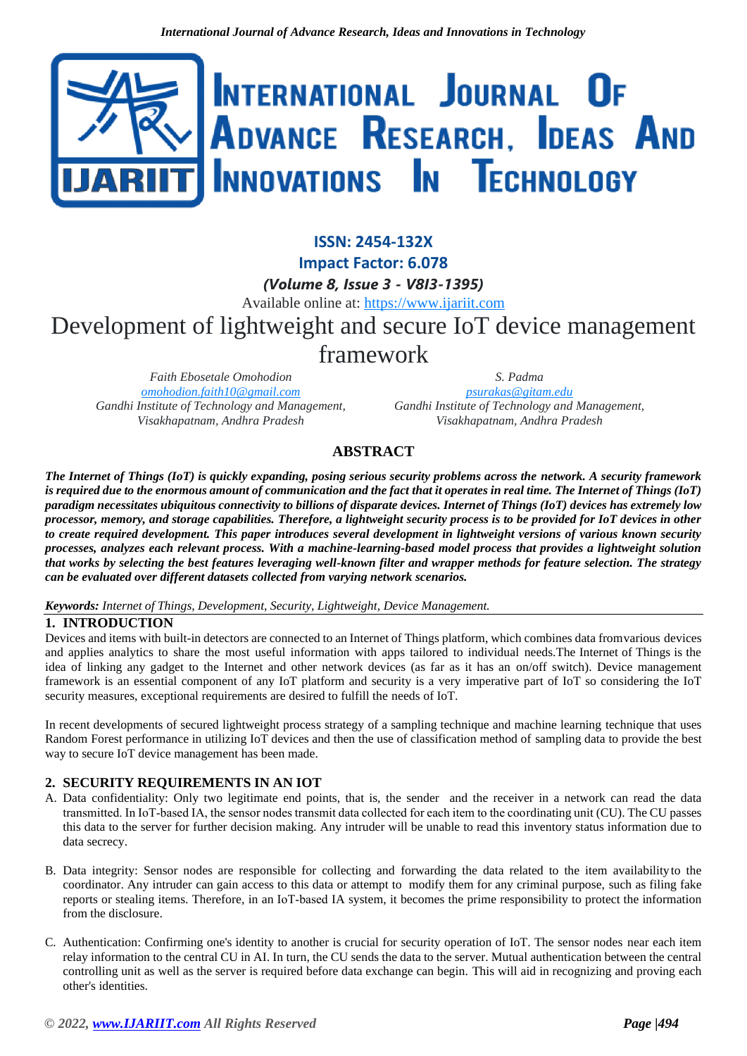ISSN: 2454-132X

Impact Factor: 6.078

*(Volume 8, Issue 3 - V8I3-1395)*

Available online at: [https://www.ijariit.com](https://www.ijariit.com)

# Development of lightweight and secure IoT device management framework

*Faith Ebosetale Omohodion*
*[omohodion.faith10@gmail.com](mailto:omohodion.faith10@gmail.com)*
*Gandhi Institute of Technology and Management, Visakhapatnam, Andhra Pradesh*

*S. Padma*
*[psurakas@gitam.edu](mailto:psurakas@gitam.edu)*
*Gandhi Institute of Technology and Management, Visakhapatnam, Andhra Pradesh*

## ABSTRACT

***The Internet of Things (IoT) is quickly expanding, posing serious security problems across the network. A security framework is required due to the enormous amount of communication and the fact that it operates in real time. The Internet of Things (IoT) paradigm necessitates ubiquitous connectivity to billions of disparate devices. Internet of Things (IoT) devices has extremely low processor, memory, and storage capabilities. Therefore, a lightweight security process is to be provided for IoT devices in other to create required development. This paper introduces several development in lightweight versions of various known security processes, analyzes each relevant process. With a machine-learning-based model process that provides a lightweight solution that works by selecting the best features leveraging well-known filter and wrapper methods for feature selection. The strategy can be evaluated over different datasets collected from varying network scenarios.***

***Keywords:*** *Internet of Things, Development, Security, Lightweight, Device Management.*

## 1. INTRODUCTION

Devices and items with built-in detectors are connected to an Internet of Things platform, which combines data fromvarious devices and applies analytics to share the most useful information with apps tailored to individual needs.The Internet of Things is the idea of linking any gadget to the Internet and other network devices (as far as it has an on/off switch). Device management framework is an essential component of any IoT platform and security is a very imperative part of IoT so considering the IoT security measures, exceptional requirements are desired to fulfill the needs of IoT.

In recent developments of secured lightweight process strategy of a sampling technique and machine learning technique that uses Random Forest performance in utilizing IoT devices and then the use of classification method of sampling data to provide the best way to secure IoT device management has been made.

## 2. SECURITY REQUIREMENTS IN AN IOT

A. Data confidentiality: Only two legitimate end points, that is, the sender and the receiver in a network can read the data transmitted. In IoT-based IA, the sensor nodes transmit data collected for each item to the coordinating unit (CU). The CU passes this data to the server for further decision making. Any intruder will be unable to read this inventory status information due to data secrecy.

B. Data integrity: Sensor nodes are responsible for collecting and forwarding the data related to the item availability to the coordinator. Any intruder can gain access to this data or attempt to modify them for any criminal purpose, such as filing fake reports or stealing items. Therefore, in an IoT-based IA system, it becomes the prime responsibility to protect the information from the disclosure.

C. Authentication: Confirming one's identity to another is crucial for security operation of IoT. The sensor nodes near each item relay information to the central CU in AI. In turn, the CU sends the data to the server. Mutual authentication between the central controlling unit as well as the server is required before data exchange can begin. This will aid in recognizing and proving each other's identities.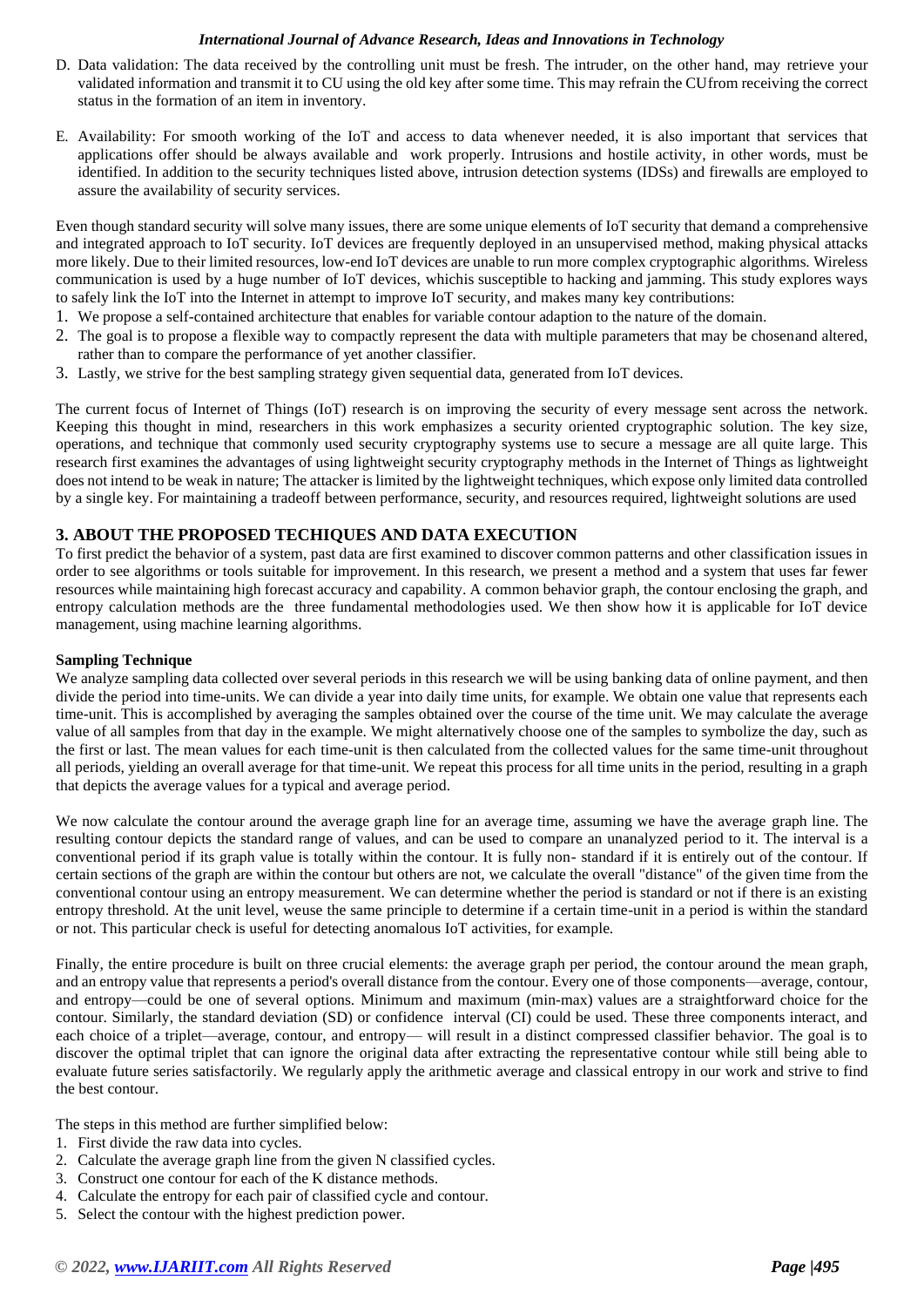D. Data validation: The data received by the controlling unit must be fresh. The intruder, on the other hand, may retrieve your validated information and transmit it to CU using the old key after some time. This may refrain the CUfrom receiving the correct status in the formation of an item in inventory.

E. Availability: For smooth working of the IoT and access to data whenever needed, it is also important that services that applications offer should be always available and work properly. Intrusions and hostile activity, in other words, must be identified. In addition to the security techniques listed above, intrusion detection systems (IDSs) and firewalls are employed to assure the availability of security services.

Even though standard security will solve many issues, there are some unique elements of IoT security that demand a comprehensive and integrated approach to IoT security. IoT devices are frequently deployed in an unsupervised method, making physical attacks more likely. Due to their limited resources, low-end IoT devices are unable to run more complex cryptographic algorithms. Wireless communication is used by a huge number of IoT devices, whichis susceptible to hacking and jamming. This study explores ways to safely link the IoT into the Internet in attempt to improve IoT security, and makes many key contributions:

1. We propose a self-contained architecture that enables for variable contour adaption to the nature of the domain.
2. The goal is to propose a flexible way to compactly represent the data with multiple parameters that may be chosenand altered, rather than to compare the performance of yet another classifier.
3. Lastly, we strive for the best sampling strategy given sequential data, generated from IoT devices.

The current focus of Internet of Things (IoT) research is on improving the security of every message sent across the network. Keeping this thought in mind, researchers in this work emphasizes a security oriented cryptographic solution. The key size, operations, and technique that commonly used security cryptography systems use to secure a message are all quite large. This research first examines the advantages of using lightweight security cryptography methods in the Internet of Things as lightweight does not intend to be weak in nature; The attacker is limited by the lightweight techniques, which expose only limited data controlled by a single key. For maintaining a tradeoff between performance, security, and resources required, lightweight solutions are used

## 3. ABOUT THE PROPOSED TECHIQUES AND DATA EXECUTION

To first predict the behavior of a system, past data are first examined to discover common patterns and other classification issues in order to see algorithms or tools suitable for improvement. In this research, we present a method and a system that uses far fewer resources while maintaining high forecast accuracy and capability. A common behavior graph, the contour enclosing the graph, and entropy calculation methods are the three fundamental methodologies used. We then show how it is applicable for IoT device management, using machine learning algorithms.

**Sampling Technique**

We analyze sampling data collected over several periods in this research we will be using banking data of online payment, and then divide the period into time-units. We can divide a year into daily time units, for example. We obtain one value that represents each time-unit. This is accomplished by averaging the samples obtained over the course of the time unit. We may calculate the average value of all samples from that day in the example. We might alternatively choose one of the samples to symbolize the day, such as the first or last. The mean values for each time-unit is then calculated from the collected values for the same time-unit throughout all periods, yielding an overall average for that time-unit. We repeat this process for all time units in the period, resulting in a graph that depicts the average values for a typical and average period.

We now calculate the contour around the average graph line for an average time, assuming we have the average graph line. The resulting contour depicts the standard range of values, and can be used to compare an unanalyzed period to it. The interval is a conventional period if its graph value is totally within the contour. It is fully non- standard if it is entirely out of the contour. If certain sections of the graph are within the contour but others are not, we calculate the overall "distance" of the given time from the conventional contour using an entropy measurement. We can determine whether the period is standard or not if there is an existing entropy threshold. At the unit level, weuse the same principle to determine if a certain time-unit in a period is within the standard or not. This particular check is useful for detecting anomalous IoT activities, for example.

Finally, the entire procedure is built on three crucial elements: the average graph per period, the contour around the mean graph, and an entropy value that represents a period's overall distance from the contour. Every one of those components—average, contour, and entropy—could be one of several options. Minimum and maximum (min-max) values are a straightforward choice for the contour. Similarly, the standard deviation (SD) or confidence interval (CI) could be used. These three components interact, and each choice of a triplet—average, contour, and entropy— will result in a distinct compressed classifier behavior. The goal is to discover the optimal triplet that can ignore the original data after extracting the representative contour while still being able to evaluate future series satisfactorily. We regularly apply the arithmetic average and classical entropy in our work and strive to find the best contour.

The steps in this method are further simplified below:

1. First divide the raw data into cycles.
2. Calculate the average graph line from the given N classified cycles.
3. Construct one contour for each of the K distance methods.
4. Calculate the entropy for each pair of classified cycle and contour.
5. Select the contour with the highest prediction power.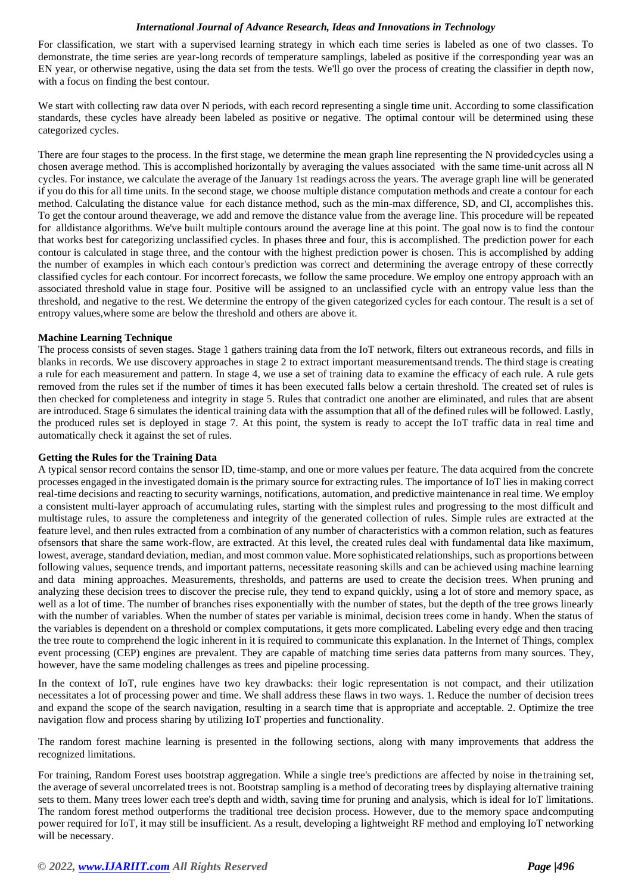For classification, we start with a supervised learning strategy in which each time series is labeled as one of two classes. To demonstrate, the time series are year-long records of temperature samplings, labeled as positive if the corresponding year was an EN year, or otherwise negative, using the data set from the tests. We'll go over the process of creating the classifier in depth now, with a focus on finding the best contour.

We start with collecting raw data over N periods, with each record representing a single time unit. According to some classification standards, these cycles have already been labeled as positive or negative. The optimal contour will be determined using these categorized cycles.

There are four stages to the process. In the first stage, we determine the mean graph line representing the N providedcycles using a chosen average method. This is accomplished horizontally by averaging the values associated with the same time-unit across all N cycles. For instance, we calculate the average of the January 1st readings across the years. The average graph line will be generated if you do this for all time units. In the second stage, we choose multiple distance computation methods and create a contour for each method. Calculating the distance value for each distance method, such as the min-max difference, SD, and CI, accomplishes this. To get the contour around theaverage, we add and remove the distance value from the average line. This procedure will be repeated for alldistance algorithms. We've built multiple contours around the average line at this point. The goal now is to find the contour that works best for categorizing unclassified cycles. In phases three and four, this is accomplished. The prediction power for each contour is calculated in stage three, and the contour with the highest prediction power is chosen. This is accomplished by adding the number of examples in which each contour's prediction was correct and determining the average entropy of these correctly classified cycles for each contour. For incorrect forecasts, we follow the same procedure. We employ one entropy approach with an associated threshold value in stage four. Positive will be assigned to an unclassified cycle with an entropy value less than the threshold, and negative to the rest. We determine the entropy of the given categorized cycles for each contour. The result is a set of entropy values,where some are below the threshold and others are above it.

**Machine Learning Technique**

The process consists of seven stages. Stage 1 gathers training data from the IoT network, filters out extraneous records, and fills in blanks in records. We use discovery approaches in stage 2 to extract important measurementsand trends. The third stage is creating a rule for each measurement and pattern. In stage 4, we use a set of training data to examine the efficacy of each rule. A rule gets removed from the rules set if the number of times it has been executed falls below a certain threshold. The created set of rules is then checked for completeness and integrity in stage 5. Rules that contradict one another are eliminated, and rules that are absent are introduced. Stage 6 simulates the identical training data with the assumption that all of the defined rules will be followed. Lastly, the produced rules set is deployed in stage 7. At this point, the system is ready to accept the IoT traffic data in real time and automatically check it against the set of rules.

**Getting the Rules for the Training Data**

A typical sensor record contains the sensor ID, time-stamp, and one or more values per feature. The data acquired from the concrete processes engaged in the investigated domain is the primary source for extracting rules. The importance of IoT lies in making correct real-time decisions and reacting to security warnings, notifications, automation, and predictive maintenance in real time. We employ a consistent multi-layer approach of accumulating rules, starting with the simplest rules and progressing to the most difficult and multistage rules, to assure the completeness and integrity of the generated collection of rules. Simple rules are extracted at the feature level, and then rules extracted from a combination of any number of characteristics with a common relation, such as features ofsensors that share the same work-flow, are extracted. At this level, the created rules deal with fundamental data like maximum, lowest, average, standard deviation, median, and most common value. More sophisticated relationships, such as proportions between following values, sequence trends, and important patterns, necessitate reasoning skills and can be achieved using machine learning and data mining approaches. Measurements, thresholds, and patterns are used to create the decision trees. When pruning and analyzing these decision trees to discover the precise rule, they tend to expand quickly, using a lot of store and memory space, as well as a lot of time. The number of branches rises exponentially with the number of states, but the depth of the tree grows linearly with the number of variables. When the number of states per variable is minimal, decision trees come in handy. When the status of the variables is dependent on a threshold or complex computations, it gets more complicated. Labeling every edge and then tracing the tree route to comprehend the logic inherent in it is required to communicate this explanation. In the Internet of Things, complex event processing (CEP) engines are prevalent. They are capable of matching time series data patterns from many sources. They, however, have the same modeling challenges as trees and pipeline processing.

In the context of IoT, rule engines have two key drawbacks: their logic representation is not compact, and their utilization necessitates a lot of processing power and time. We shall address these flaws in two ways. 1. Reduce the number of decision trees and expand the scope of the search navigation, resulting in a search time that is appropriate and acceptable. 2. Optimize the tree navigation flow and process sharing by utilizing IoT properties and functionality.

The random forest machine learning is presented in the following sections, along with many improvements that address the recognized limitations.

For training, Random Forest uses bootstrap aggregation. While a single tree's predictions are affected by noise in thetraining set, the average of several uncorrelated trees is not. Bootstrap sampling is a method of decorating trees by displaying alternative training sets to them. Many trees lower each tree's depth and width, saving time for pruning and analysis, which is ideal for IoT limitations. The random forest method outperforms the traditional tree decision process. However, due to the memory space andcomputing power required for IoT, it may still be insufficient. As a result, developing a lightweight RF method and employing IoT networking will be necessary.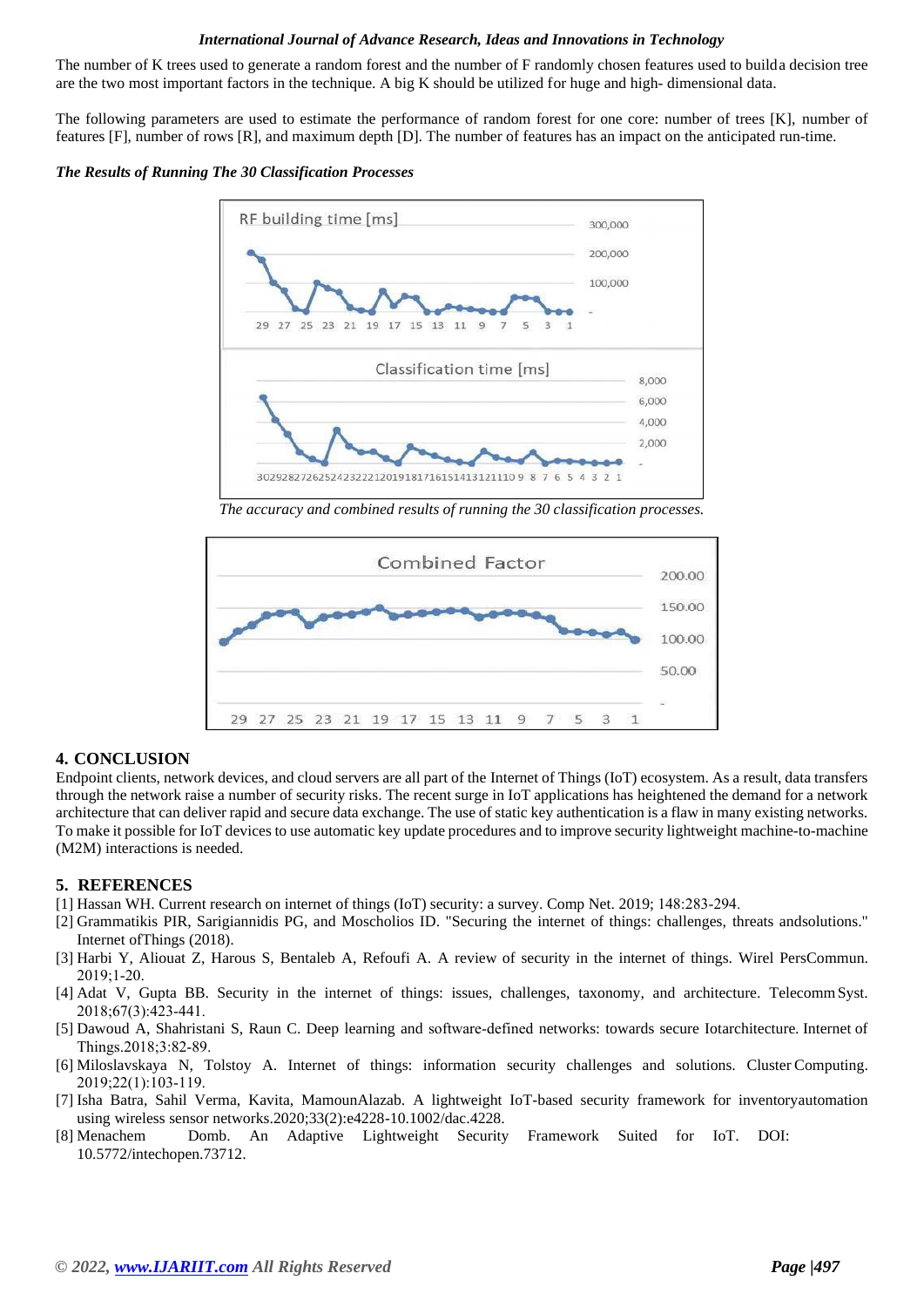The number of K trees used to generate a random forest and the number of F randomly chosen features used to build a decision tree are the two most important factors in the technique. A big K should be utilized for huge and high- dimensional data.

The following parameters are used to estimate the performance of random forest for one core: number of trees [K], number of features [F], number of rows [R], and maximum depth [D]. The number of features has an impact on the anticipated run-time.

***The Results of Running The 30 Classification Processes***

RF building time [ms]

300,000
200,000
100,000
-

29 27 25 23 21 19 17 15 13 11 9 7 5 3 1

Classification time [ms]

8,000
6,000
4,000
2,000
-

30 29 28 27 26 25 24 23 22 21 20 19 18 17 16 15 14 13 12 11 10 9 8 7 6 5 4 3 2 1

*The accuracy and combined results of running the 30 classification processes.*

Combined Factor

200.00
150.00
100.00
50.00
-

29 27 25 23 21 19 17 15 13 11 9 7 5 3 1

## 4. CONCLUSION

Endpoint clients, network devices, and cloud servers are all part of the Internet of Things (IoT) ecosystem. As a result, data transfers through the network raise a number of security risks. The recent surge in IoT applications has heightened the demand for a network architecture that can deliver rapid and secure data exchange. The use of static key authentication is a flaw in many existing networks. To make it possible for IoT devices to use automatic key update procedures and to improve security lightweight machine-to-machine (M2M) interactions is needed.

## 5. REFERENCES

[1] Hassan WH. Current research on internet of things (IoT) security: a survey. Comp Net. 2019; 148:283-294.

[2] Grammatikis PIR, Sarigiannidis PG, and Moscholios ID. "Securing the internet of things: challenges, threats andsolutions." Internet ofThings (2018).

[3] Harbi Y, Aliouat Z, Harous S, Bentaleb A, Refoufi A. A review of security in the internet of things. Wirel PersCommun. 2019;1-20.

[4] Adat V, Gupta BB. Security in the internet of things: issues, challenges, taxonomy, and architecture. Telecomm Syst. 2018;67(3):423-441.

[5] Dawoud A, Shahristani S, Raun C. Deep learning and software-defined networks: towards secure Iotarchitecture. Internet of Things.2018;3:82-89.

[6] Miloslavskaya N, Tolstoy A. Internet of things: information security challenges and solutions. Cluster Computing. 2019;22(1):103-119.

[7] Isha Batra, Sahil Verma, Kavita, MamounAlazab. A lightweight IoT-based security framework for inventoryautomation using wireless sensor networks.2020;33(2):e4228-10.1002/dac.4228.

[8] Menachem Domb. An Adaptive Lightweight Security Framework Suited for IoT. DOI: 10.5772/intechopen.73712.